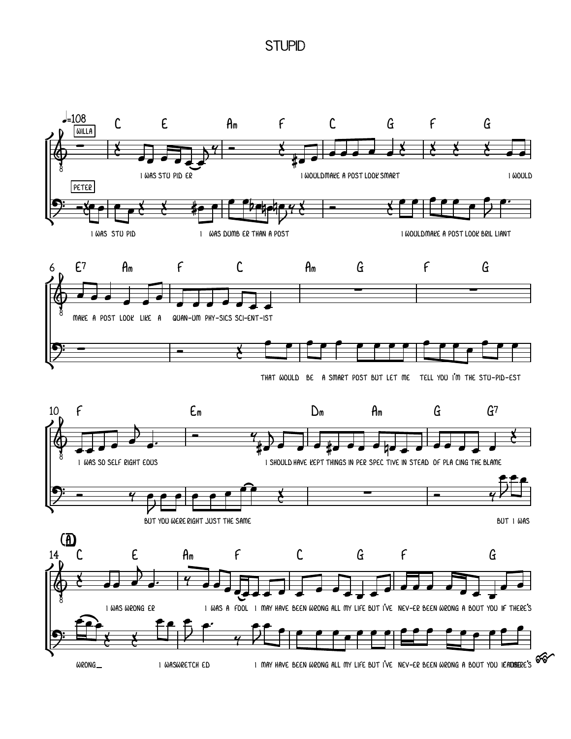# STUPID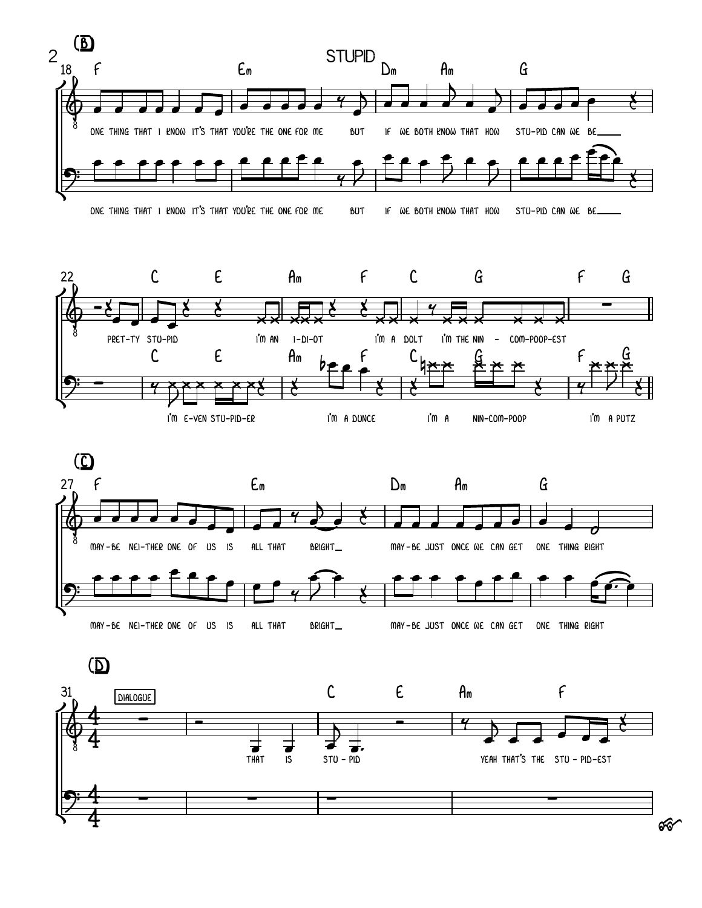## STUPID

**(B)**

18 — F | Em | Dm Am | G

ONE THING THAT I KNOW IT'S THAT YOU'RE THE ONE FOR ME BUT IF WE BOTH KNOW THAT HOW STU-PID CAN WE BE___

ONE THING THAT I KNOW IT'S THAT YOU'RE THE ONE FOR ME BUT IF WE BOTH KNOW THAT HOW STU-PID CAN WE BE___

22 — C E | Am F | C G | F G

PRET-TY STU-PID I'M AN I-DI-OT I'M A DOLT I'M THE NIN - COM-POOP-EST

I'M E-VEN STU-PID-ER I'M A DUNCE I'M A NIN-COM-POOP I'M A PUTZ

**(C)**

27 — F | Em | Dm Am | G

MAY-BE NEI-THER ONE OF US IS ALL THAT BRIGHT___ MAY-BE JUST ONCE WE CAN GET ONE THING RIGHT

MAY-BE NEI-THER ONE OF US IS ALL THAT BRIGHT___ MAY-BE JUST ONCE WE CAN GET ONE THING RIGHT

**(D)**

31 — DIALOGUE | | C E | Am F

THAT IS STU - PID YEAH THAT'S THE STU - PID-EST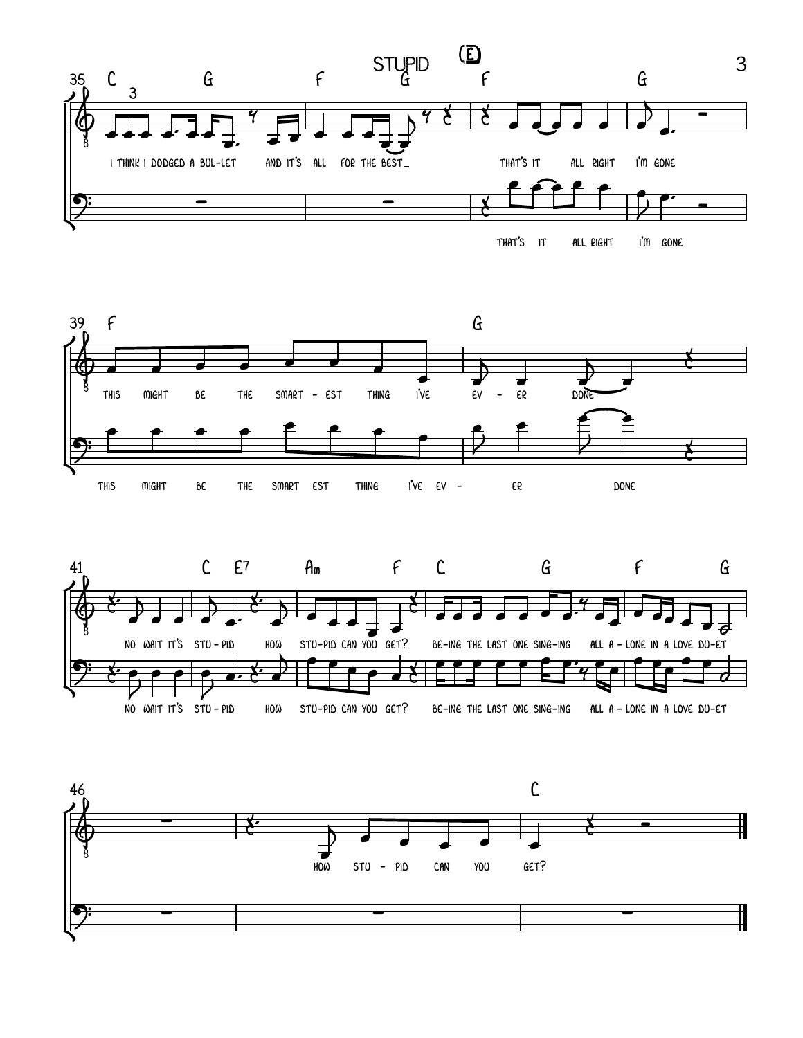35 C G F G F G

I THINK I DODGED A BUL-LET AND IT'S ALL FOR THE BEST_ THAT'S IT ALL RIGHT I'M GONE

THAT'S IT ALL RIGHT I'M GONE

39 F G

THIS MIGHT BE THE SMART - EST THING I'VE EV - ER DONE

THIS MIGHT BE THE SMART EST THING I'VE EV - ER DONE

41 C E7 Am F C G F G

NO WAIT IT'S STU - PID HOW STU-PID CAN YOU GET? BE-ING THE LAST ONE SING-ING ALL A - LONE IN A LOVE DU-ET

NO WAIT IT'S STU - PID HOW STU-PID CAN YOU GET? BE-ING THE LAST ONE SING-ING ALL A - LONE IN A LOVE DU-ET

46 C

HOW STU - PID CAN YOU GET?